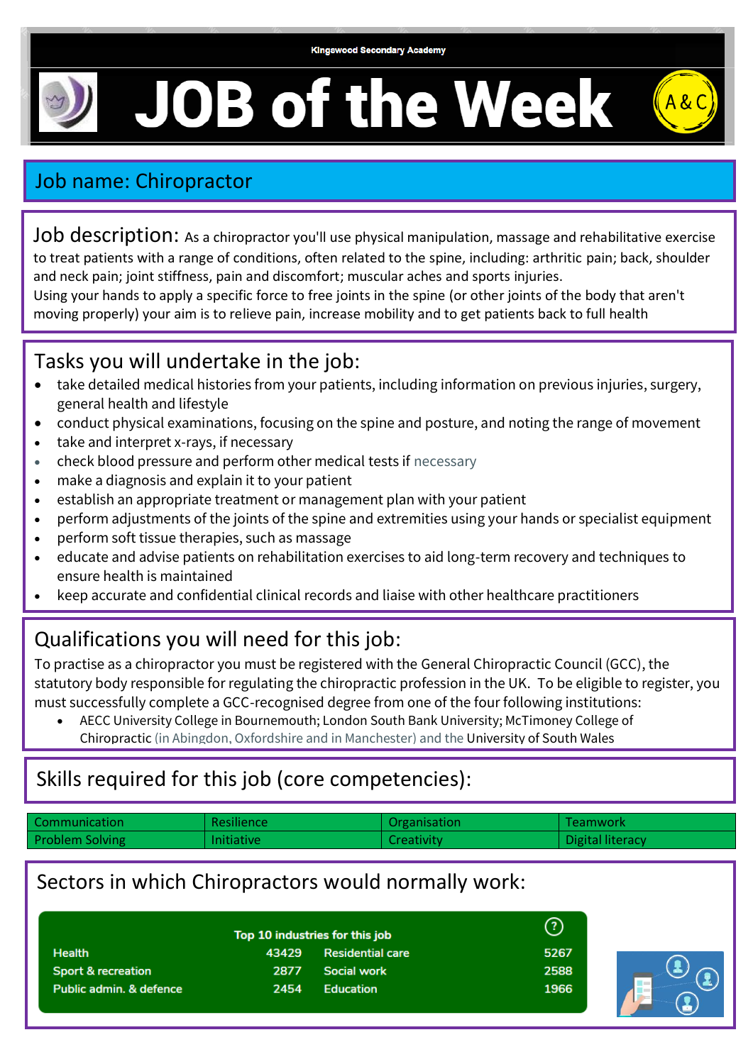Kingswood Secondary Academy

# JOB of the Week

A&C

## Job name: Chiropractor

**Job description:** As a chiropractor you'll use physical manipulation, massage and rehabilitative exercise to treat patients with a range of conditions, often related to the spine, including: arthritic pain; back, shoulder and neck pain; joint stiffness, pain and discomfort; muscular aches and sports injuries.
Using your hands to apply a specific force to free joints in the spine (or other joints of the body that aren't moving properly) your aim is to relieve pain, increase mobility and to get patients back to full health

## Tasks you will undertake in the job:

- take detailed medical histories from your patients, including information on previous injuries, surgery, general health and lifestyle
- conduct physical examinations, focusing on the spine and posture, and noting the range of movement
- take and interpret x-rays, if necessary
- check blood pressure and perform other medical tests if necessary
- make a diagnosis and explain it to your patient
- establish an appropriate treatment or management plan with your patient
- perform adjustments of the joints of the spine and extremities using your hands or specialist equipment
- perform soft tissue therapies, such as massage
- educate and advise patients on rehabilitation exercises to aid long-term recovery and techniques to ensure health is maintained
- keep accurate and confidential clinical records and liaise with other healthcare practitioners

## Qualifications you will need for this job:

To practise as a chiropractor you must be registered with the General Chiropractic Council (GCC), the statutory body responsible for regulating the chiropractic profession in the UK. To be eligible to register, you must successfully complete a GCC-recognised degree from one of the four following institutions:

- AECC University College in Bournemouth; London South Bank University; McTimoney College of Chiropractic (in Abingdon, Oxfordshire and in Manchester) and the University of South Wales

## Skills required for this job (core competencies):

| | | | |
|---|---|---|---|
| Communication | Resilience | Organisation | Teamwork |
| Problem Solving | Initiative | Creativity | Digital literacy |

## Sectors in which Chiropractors would normally work:

**Top 10 industries for this job**

| | | | |
|---|---|---|---|
| Health | 43429 | Residential care | 5267 |
| Sport & recreation | 2877 | Social work | 2588 |
| Public admin. & defence | 2454 | Education | 1966 |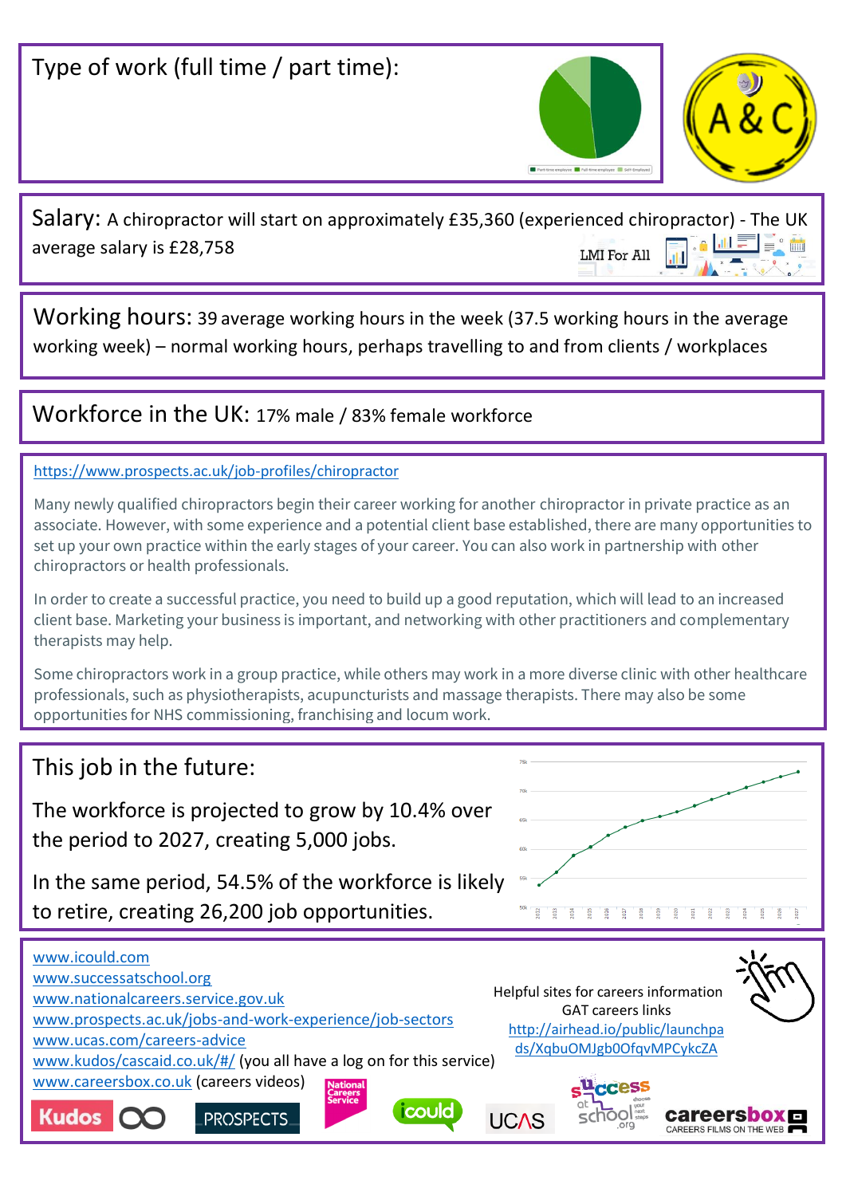## Type of work (full time / part time):

Part-time employee | Full-time employee | Self-employed

A & C

## Salary:

A chiropractor will start on approximately £35,360 (experienced chiropractor) - The UK average salary is £28,758

LMI For All

## Working hours:

39 average working hours in the week (37.5 working hours in the average working week) – normal working hours, perhaps travelling to and from clients / workplaces

## Workforce in the UK:

17% male / 83% female workforce

https://www.prospects.ac.uk/job-profiles/chiropractor

Many newly qualified chiropractors begin their career working for another chiropractor in private practice as an associate. However, with some experience and a potential client base established, there are many opportunities to set up your own practice within the early stages of your career. You can also work in partnership with other chiropractors or health professionals.

In order to create a successful practice, you need to build up a good reputation, which will lead to an increased client base. Marketing your business is important, and networking with other practitioners and complementary therapists may help.

Some chiropractors work in a group practice, while others may work in a more diverse clinic with other healthcare professionals, such as physiotherapists, acupuncturists and massage therapists. There may also be some opportunities for NHS commissioning, franchising and locum work.

## This job in the future:

The workforce is projected to grow by 10.4% over the period to 2027, creating 5,000 jobs.

In the same period, 54.5% of the workforce is likely to retire, creating 26,200 job opportunities.

75k
70k
65k
60k
55k
50k
2012 2013 2014 2015 2016 2017 2018 2019 2020 2021 2022 2023 2024 2025 2026 2027

www.icould.com
www.successatschool.org
www.nationalcareers.service.gov.uk
www.prospects.ac.uk/jobs-and-work-experience/job-sectors
www.ucas.com/careers-advice
www.kudos/cascaid.co.uk/#/ (you all have a log on for this service)
www.careersbox.co.uk (careers videos)

Helpful sites for careers information
GAT careers links
http://airhead.io/public/launchpads/XqbuOMJgb0OfqvMCykcZA

Kudos | PROSPECTS | National Careers Service | icould | UCAS | success at school | careersbox CAREERS FILMS ON THE WEB